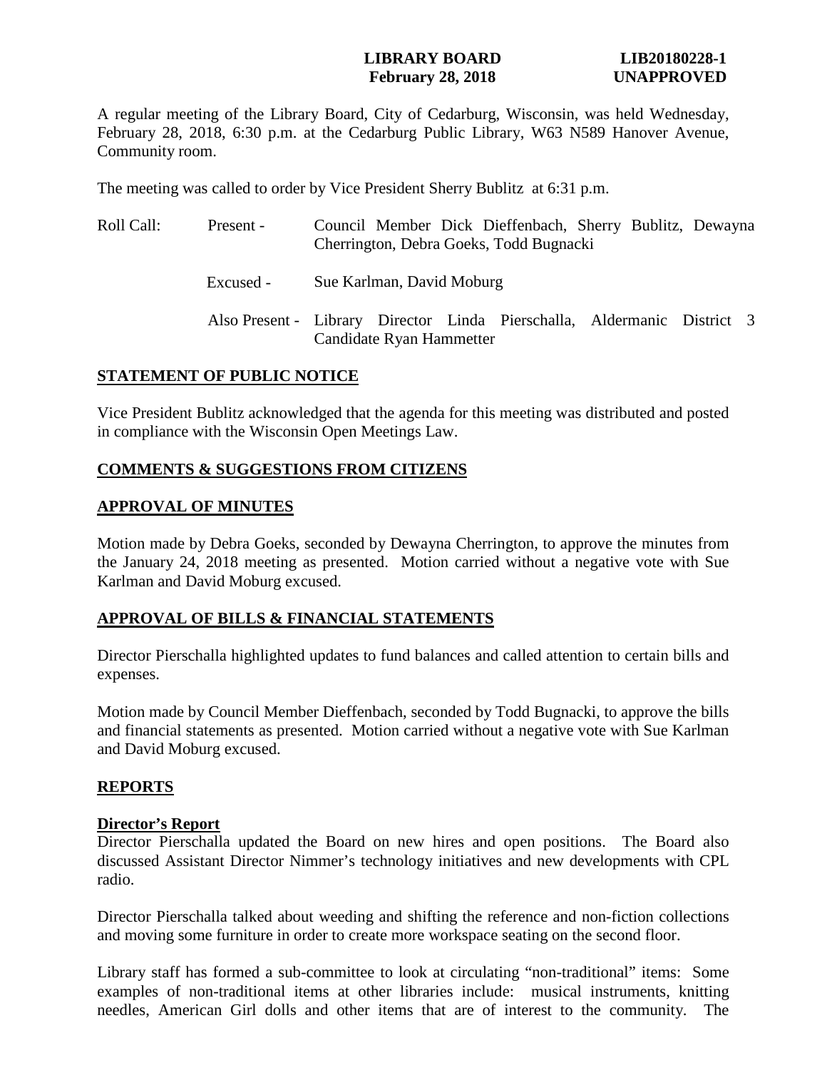**LIBRARY BOARD** **LIB20180228-1**
**February 28, 2018** **UNAPPROVED**

A regular meeting of the Library Board, City of Cedarburg, Wisconsin, was held Wednesday, February 28, 2018, 6:30 p.m. at the Cedarburg Public Library, W63 N589 Hanover Avenue, Community room.

The meeting was called to order by Vice President Sherry Bublitz at 6:31 p.m.

| Roll Call: | Present - | Council Member Dick Dieffenbach, Sherry Bublitz, Dewayna Cherrington, Debra Goeks, Todd Bugnacki |
|---|---|---|
| | Excused - | Sue Karlman, David Moburg |
| | Also Present - | Library Director Linda Pierschalla, Aldermanic District 3 Candidate Ryan Hammetter |

## STATEMENT OF PUBLIC NOTICE

Vice President Bublitz acknowledged that the agenda for this meeting was distributed and posted in compliance with the Wisconsin Open Meetings Law.

## COMMENTS & SUGGESTIONS FROM CITIZENS

## APPROVAL OF MINUTES

Motion made by Debra Goeks, seconded by Dewayna Cherrington, to approve the minutes from the January 24, 2018 meeting as presented. Motion carried without a negative vote with Sue Karlman and David Moburg excused.

## APPROVAL OF BILLS & FINANCIAL STATEMENTS

Director Pierschalla highlighted updates to fund balances and called attention to certain bills and expenses.

Motion made by Council Member Dieffenbach, seconded by Todd Bugnacki, to approve the bills and financial statements as presented. Motion carried without a negative vote with Sue Karlman and David Moburg excused.

## REPORTS

### Director's Report

Director Pierschalla updated the Board on new hires and open positions. The Board also discussed Assistant Director Nimmer's technology initiatives and new developments with CPL radio.

Director Pierschalla talked about weeding and shifting the reference and non-fiction collections and moving some furniture in order to create more workspace seating on the second floor.

Library staff has formed a sub-committee to look at circulating "non-traditional" items: Some examples of non-traditional items at other libraries include: musical instruments, knitting needles, American Girl dolls and other items that are of interest to the community. The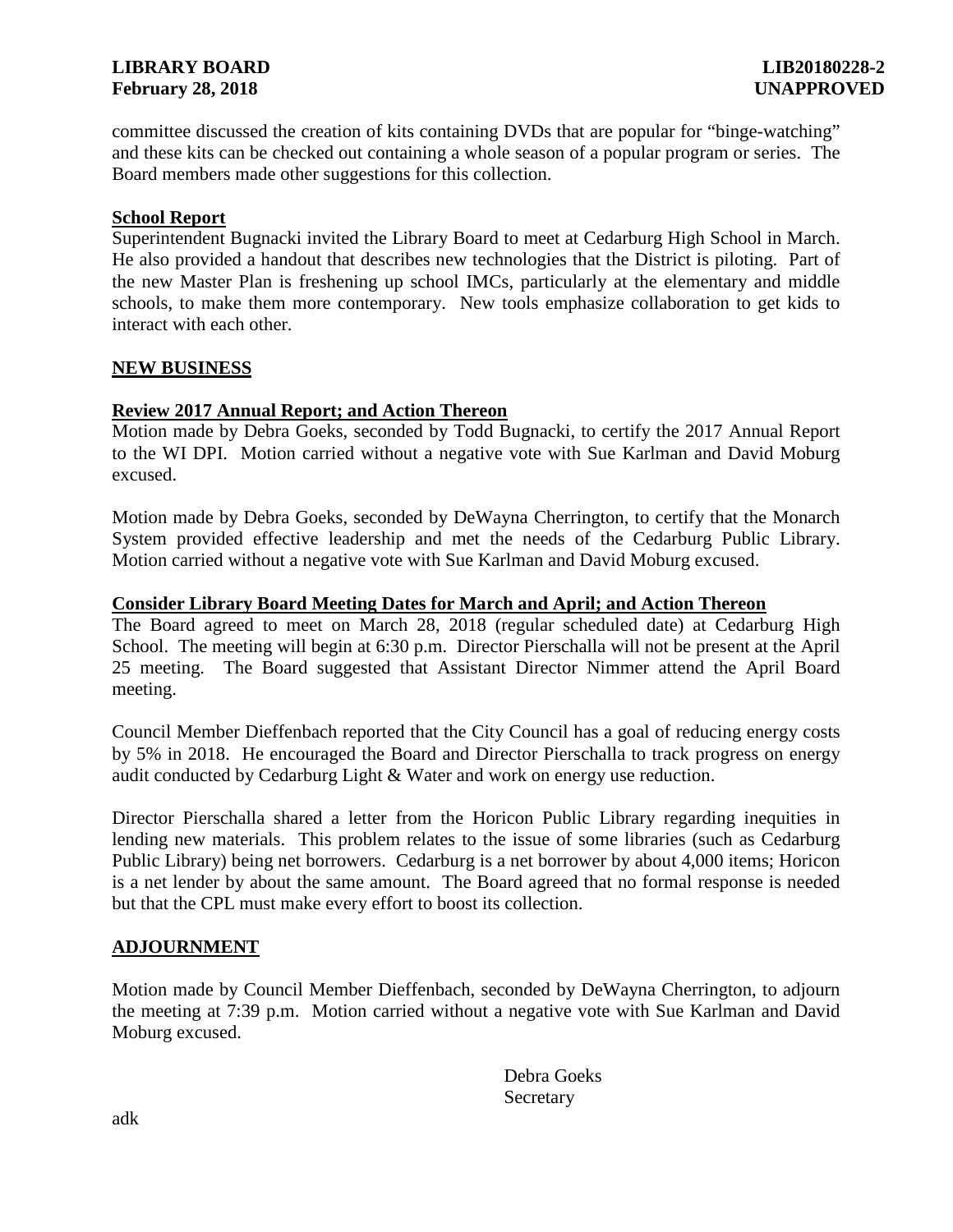committee discussed the creation of kits containing DVDs that are popular for "binge-watching" and these kits can be checked out containing a whole season of a popular program or series. The Board members made other suggestions for this collection.

**School Report**

Superintendent Bugnacki invited the Library Board to meet at Cedarburg High School in March. He also provided a handout that describes new technologies that the District is piloting. Part of the new Master Plan is freshening up school IMCs, particularly at the elementary and middle schools, to make them more contemporary. New tools emphasize collaboration to get kids to interact with each other.

## NEW BUSINESS

**Review 2017 Annual Report; and Action Thereon**

Motion made by Debra Goeks, seconded by Todd Bugnacki, to certify the 2017 Annual Report to the WI DPI. Motion carried without a negative vote with Sue Karlman and David Moburg excused.

Motion made by Debra Goeks, seconded by DeWayna Cherrington, to certify that the Monarch System provided effective leadership and met the needs of the Cedarburg Public Library. Motion carried without a negative vote with Sue Karlman and David Moburg excused.

**Consider Library Board Meeting Dates for March and April; and Action Thereon**

The Board agreed to meet on March 28, 2018 (regular scheduled date) at Cedarburg High School. The meeting will begin at 6:30 p.m. Director Pierschalla will not be present at the April 25 meeting. The Board suggested that Assistant Director Nimmer attend the April Board meeting.

Council Member Dieffenbach reported that the City Council has a goal of reducing energy costs by 5% in 2018. He encouraged the Board and Director Pierschalla to track progress on energy audit conducted by Cedarburg Light & Water and work on energy use reduction.

Director Pierschalla shared a letter from the Horicon Public Library regarding inequities in lending new materials. This problem relates to the issue of some libraries (such as Cedarburg Public Library) being net borrowers. Cedarburg is a net borrower by about 4,000 items; Horicon is a net lender by about the same amount. The Board agreed that no formal response is needed but that the CPL must make every effort to boost its collection.

## ADJOURNMENT

Motion made by Council Member Dieffenbach, seconded by DeWayna Cherrington, to adjourn the meeting at 7:39 p.m. Motion carried without a negative vote with Sue Karlman and David Moburg excused.

Debra Goeks
Secretary

adk